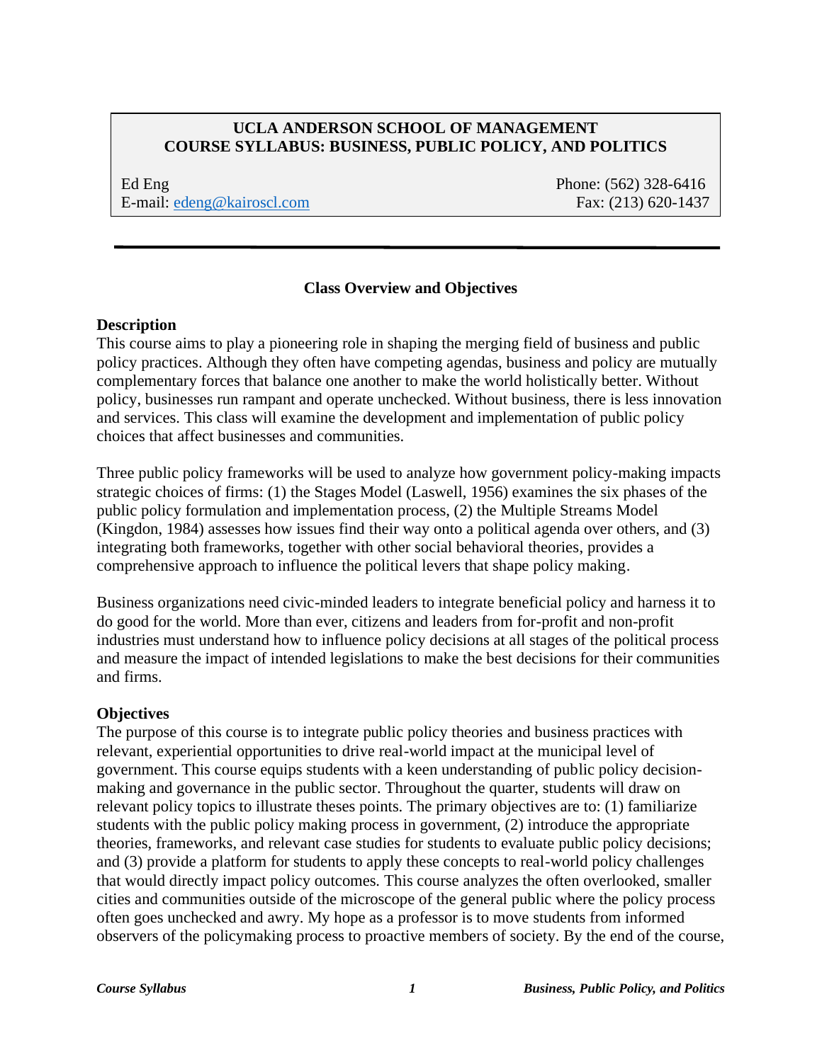# UCLA ANDERSON SCHOOL OF MANAGEMENT
# COURSE SYLLABUS: BUSINESS, PUBLIC POLICY, AND POLITICS

Ed Eng
E-mail: edeng@kairoscl.com

Phone: (562) 328-6416
Fax: (213) 620-1437

---

## Class Overview and Objectives

### Description

This course aims to play a pioneering role in shaping the merging field of business and public policy practices. Although they often have competing agendas, business and policy are mutually complementary forces that balance one another to make the world holistically better. Without policy, businesses run rampant and operate unchecked. Without business, there is less innovation and services. This class will examine the development and implementation of public policy choices that affect businesses and communities.

Three public policy frameworks will be used to analyze how government policy-making impacts strategic choices of firms: (1) the Stages Model (Laswell, 1956) examines the six phases of the public policy formulation and implementation process, (2) the Multiple Streams Model (Kingdon, 1984) assesses how issues find their way onto a political agenda over others, and (3) integrating both frameworks, together with other social behavioral theories, provides a comprehensive approach to influence the political levers that shape policy making.

Business organizations need civic-minded leaders to integrate beneficial policy and harness it to do good for the world. More than ever, citizens and leaders from for-profit and non-profit industries must understand how to influence policy decisions at all stages of the political process and measure the impact of intended legislations to make the best decisions for their communities and firms.

### Objectives

The purpose of this course is to integrate public policy theories and business practices with relevant, experiential opportunities to drive real-world impact at the municipal level of government. This course equips students with a keen understanding of public policy decision-making and governance in the public sector. Throughout the quarter, students will draw on relevant policy topics to illustrate theses points. The primary objectives are to: (1) familiarize students with the public policy making process in government, (2) introduce the appropriate theories, frameworks, and relevant case studies for students to evaluate public policy decisions; and (3) provide a platform for students to apply these concepts to real-world policy challenges that would directly impact policy outcomes. This course analyzes the often overlooked, smaller cities and communities outside of the microscope of the general public where the policy process often goes unchecked and awry. My hope as a professor is to move students from informed observers of the policymaking process to proactive members of society. By the end of the course,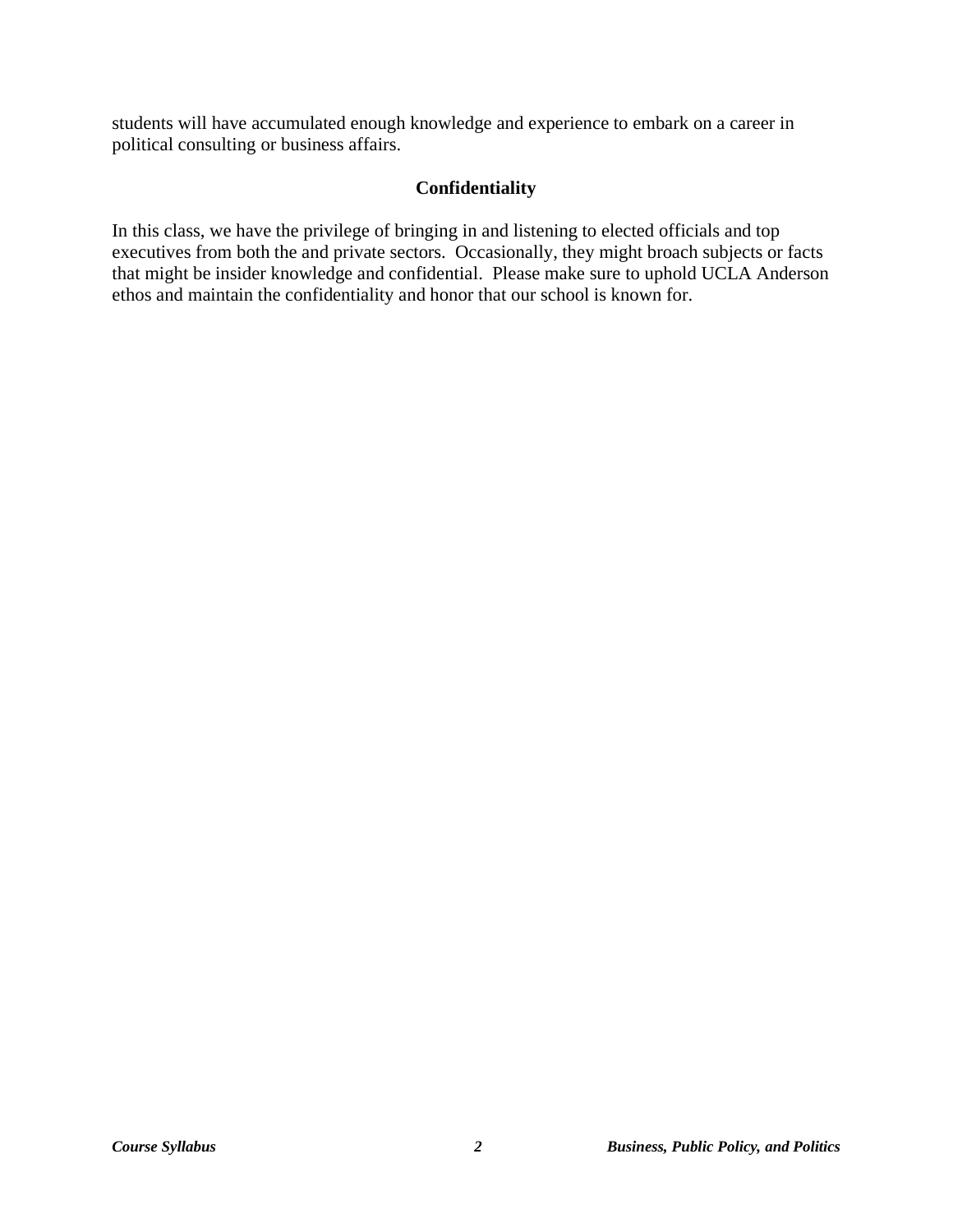students will have accumulated enough knowledge and experience to embark on a career in political consulting or business affairs.

## Confidentiality

In this class, we have the privilege of bringing in and listening to elected officials and top executives from both the and private sectors. Occasionally, they might broach subjects or facts that might be insider knowledge and confidential. Please make sure to uphold UCLA Anderson ethos and maintain the confidentiality and honor that our school is known for.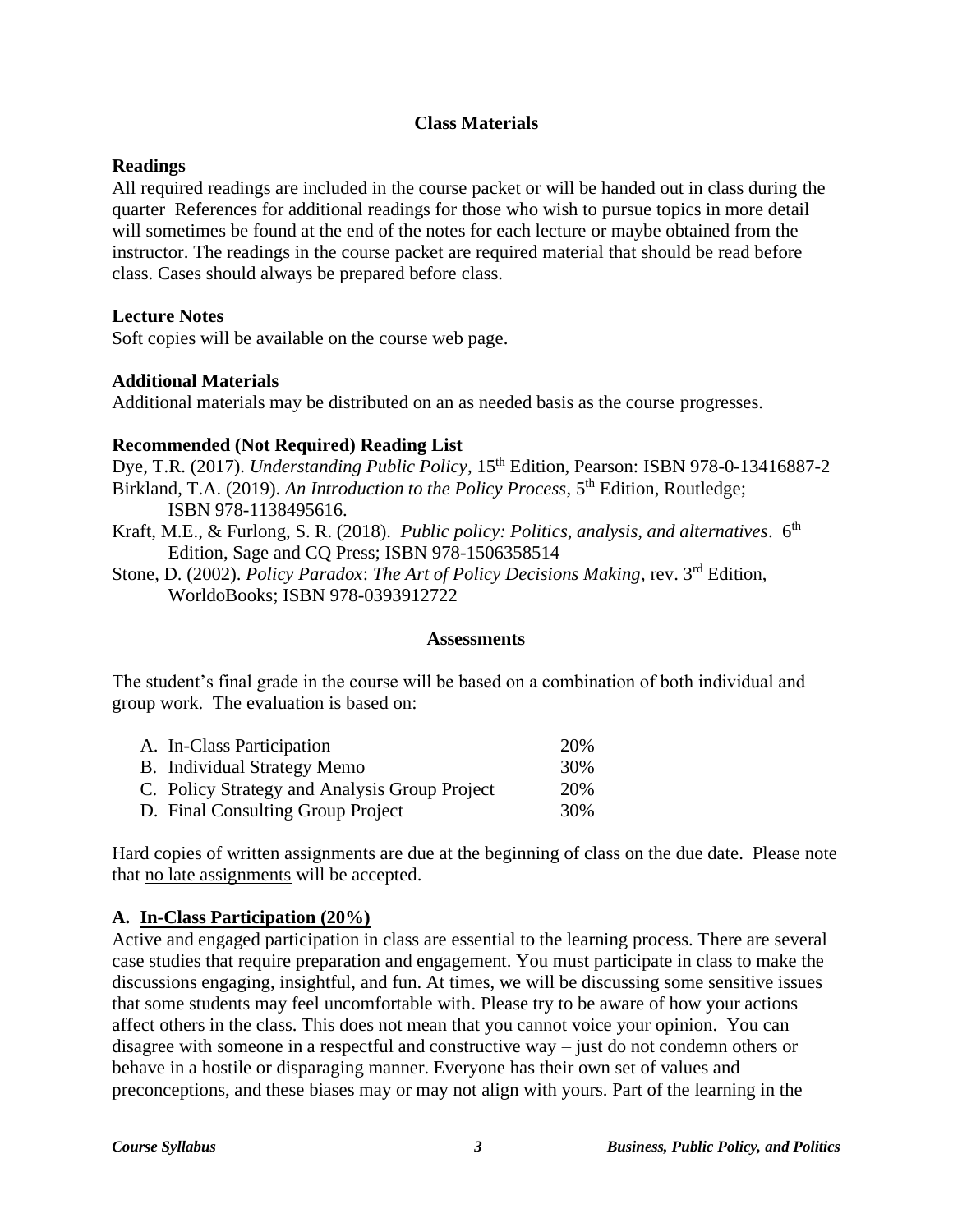## Class Materials

### Readings

All required readings are included in the course packet or will be handed out in class during the quarter References for additional readings for those who wish to pursue topics in more detail will sometimes be found at the end of the notes for each lecture or maybe obtained from the instructor. The readings in the course packet are required material that should be read before class. Cases should always be prepared before class.

### Lecture Notes

Soft copies will be available on the course web page.

### Additional Materials

Additional materials may be distributed on an as needed basis as the course progresses.

### Recommended (Not Required) Reading List

Dye, T.R. (2017). *Understanding Public Policy*, 15th Edition, Pearson: ISBN 978-0-13416887-2

Birkland, T.A. (2019). *An Introduction to the Policy Process*, 5th Edition, Routledge; ISBN 978-1138495616.

Kraft, M.E., & Furlong, S. R. (2018). *Public policy: Politics, analysis, and alternatives*. 6th Edition, Sage and CQ Press; ISBN 978-1506358514

Stone, D. (2002). *Policy Paradox*: *The Art of Policy Decisions Making*, rev. 3rd Edition, WorldoBooks; ISBN 978-0393912722

## Assessments

The student's final grade in the course will be based on a combination of both individual and group work. The evaluation is based on:

| | |
|---|---|
| A. In-Class Participation | 20% |
| B. Individual Strategy Memo | 30% |
| C. Policy Strategy and Analysis Group Project | 20% |
| D. Final Consulting Group Project | 30% |

Hard copies of written assignments are due at the beginning of class on the due date. Please note that no late assignments will be accepted.

### A. In-Class Participation (20%)

Active and engaged participation in class are essential to the learning process. There are several case studies that require preparation and engagement. You must participate in class to make the discussions engaging, insightful, and fun. At times, we will be discussing some sensitive issues that some students may feel uncomfortable with. Please try to be aware of how your actions affect others in the class. This does not mean that you cannot voice your opinion. You can disagree with someone in a respectful and constructive way – just do not condemn others or behave in a hostile or disparaging manner. Everyone has their own set of values and preconceptions, and these biases may or may not align with yours. Part of the learning in the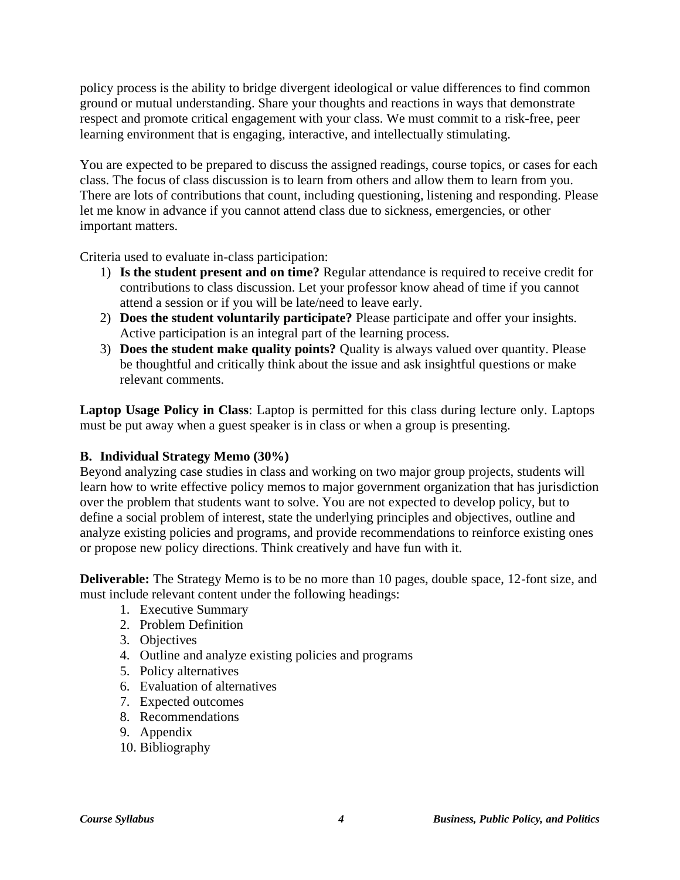policy process is the ability to bridge divergent ideological or value differences to find common ground or mutual understanding. Share your thoughts and reactions in ways that demonstrate respect and promote critical engagement with your class. We must commit to a risk-free, peer learning environment that is engaging, interactive, and intellectually stimulating.

You are expected to be prepared to discuss the assigned readings, course topics, or cases for each class. The focus of class discussion is to learn from others and allow them to learn from you. There are lots of contributions that count, including questioning, listening and responding. Please let me know in advance if you cannot attend class due to sickness, emergencies, or other important matters.

Criteria used to evaluate in-class participation:

1) **Is the student present and on time?** Regular attendance is required to receive credit for contributions to class discussion. Let your professor know ahead of time if you cannot attend a session or if you will be late/need to leave early.
2) **Does the student voluntarily participate?** Please participate and offer your insights. Active participation is an integral part of the learning process.
3) **Does the student make quality points?** Quality is always valued over quantity. Please be thoughtful and critically think about the issue and ask insightful questions or make relevant comments.

**Laptop Usage Policy in Class**: Laptop is permitted for this class during lecture only. Laptops must be put away when a guest speaker is in class or when a group is presenting.

### B. Individual Strategy Memo (30%)

Beyond analyzing case studies in class and working on two major group projects, students will learn how to write effective policy memos to major government organization that has jurisdiction over the problem that students want to solve. You are not expected to develop policy, but to define a social problem of interest, state the underlying principles and objectives, outline and analyze existing policies and programs, and provide recommendations to reinforce existing ones or propose new policy directions. Think creatively and have fun with it.

**Deliverable:** The Strategy Memo is to be no more than 10 pages, double space, 12-font size, and must include relevant content under the following headings:

1. Executive Summary
2. Problem Definition
3. Objectives
4. Outline and analyze existing policies and programs
5. Policy alternatives
6. Evaluation of alternatives
7. Expected outcomes
8. Recommendations
9. Appendix
10. Bibliography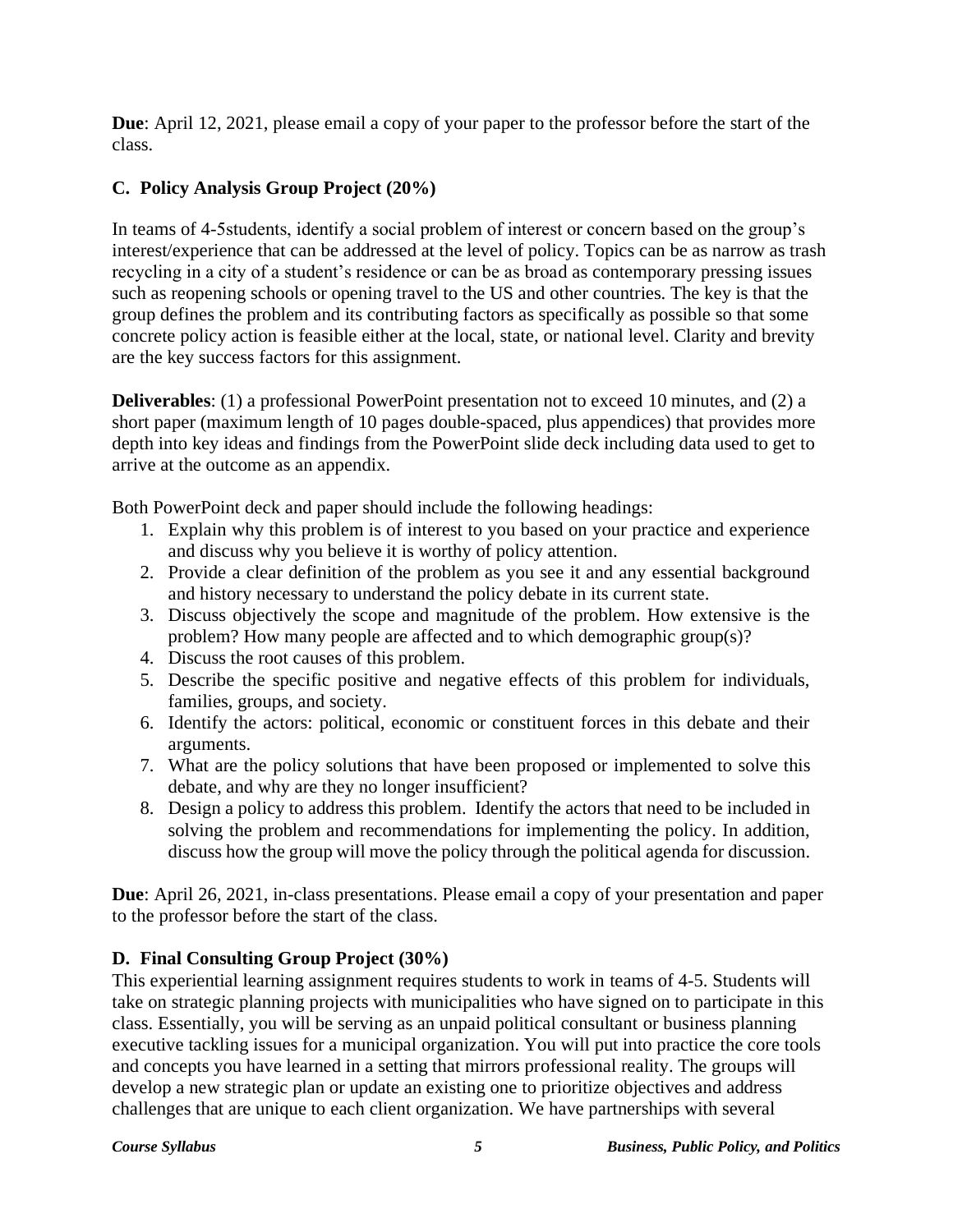**Due**: April 12, 2021, please email a copy of your paper to the professor before the start of the class.

### C. Policy Analysis Group Project (20%)

In teams of 4-5students, identify a social problem of interest or concern based on the group's interest/experience that can be addressed at the level of policy. Topics can be as narrow as trash recycling in a city of a student's residence or can be as broad as contemporary pressing issues such as reopening schools or opening travel to the US and other countries. The key is that the group defines the problem and its contributing factors as specifically as possible so that some concrete policy action is feasible either at the local, state, or national level. Clarity and brevity are the key success factors for this assignment.

**Deliverables**: (1) a professional PowerPoint presentation not to exceed 10 minutes, and (2) a short paper (maximum length of 10 pages double-spaced, plus appendices) that provides more depth into key ideas and findings from the PowerPoint slide deck including data used to get to arrive at the outcome as an appendix.

Both PowerPoint deck and paper should include the following headings:

1. Explain why this problem is of interest to you based on your practice and experience and discuss why you believe it is worthy of policy attention.
2. Provide a clear definition of the problem as you see it and any essential background and history necessary to understand the policy debate in its current state.
3. Discuss objectively the scope and magnitude of the problem. How extensive is the problem? How many people are affected and to which demographic group(s)?
4. Discuss the root causes of this problem.
5. Describe the specific positive and negative effects of this problem for individuals, families, groups, and society.
6. Identify the actors: political, economic or constituent forces in this debate and their arguments.
7. What are the policy solutions that have been proposed or implemented to solve this debate, and why are they no longer insufficient?
8. Design a policy to address this problem. Identify the actors that need to be included in solving the problem and recommendations for implementing the policy. In addition, discuss how the group will move the policy through the political agenda for discussion.

**Due**: April 26, 2021, in-class presentations. Please email a copy of your presentation and paper to the professor before the start of the class.

### D. Final Consulting Group Project (30%)

This experiential learning assignment requires students to work in teams of 4-5. Students will take on strategic planning projects with municipalities who have signed on to participate in this class. Essentially, you will be serving as an unpaid political consultant or business planning executive tackling issues for a municipal organization. You will put into practice the core tools and concepts you have learned in a setting that mirrors professional reality. The groups will develop a new strategic plan or update an existing one to prioritize objectives and address challenges that are unique to each client organization. We have partnerships with several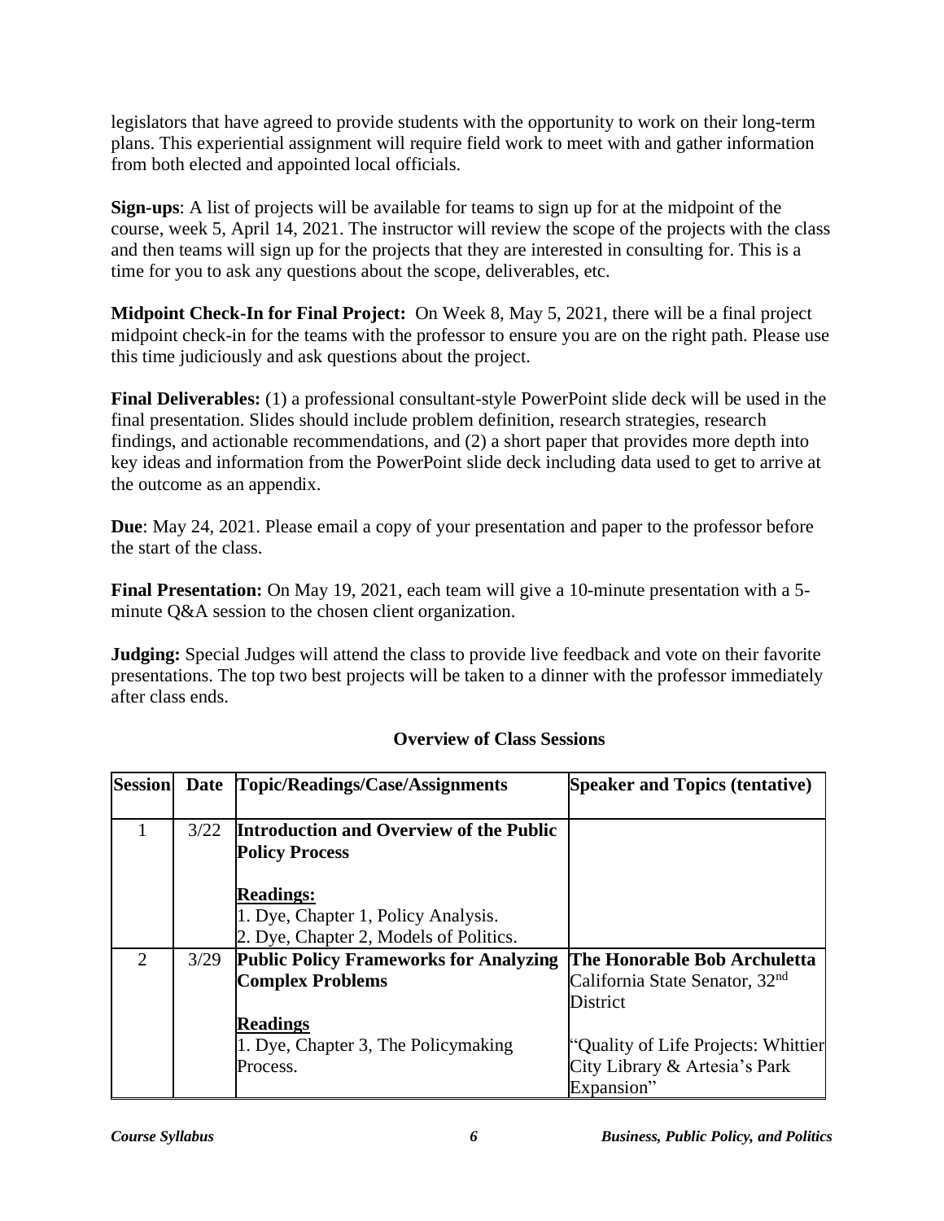legislators that have agreed to provide students with the opportunity to work on their long-term plans. This experiential assignment will require field work to meet with and gather information from both elected and appointed local officials.

**Sign-ups**: A list of projects will be available for teams to sign up for at the midpoint of the course, week 5, April 14, 2021. The instructor will review the scope of the projects with the class and then teams will sign up for the projects that they are interested in consulting for. This is a time for you to ask any questions about the scope, deliverables, etc.

**Midpoint Check-In for Final Project:** On Week 8, May 5, 2021, there will be a final project midpoint check-in for the teams with the professor to ensure you are on the right path. Please use this time judiciously and ask questions about the project.

**Final Deliverables:** (1) a professional consultant-style PowerPoint slide deck will be used in the final presentation. Slides should include problem definition, research strategies, research findings, and actionable recommendations, and (2) a short paper that provides more depth into key ideas and information from the PowerPoint slide deck including data used to get to arrive at the outcome as an appendix.

**Due**: May 24, 2021. Please email a copy of your presentation and paper to the professor before the start of the class.

**Final Presentation:** On May 19, 2021, each team will give a 10-minute presentation with a 5-minute Q&A session to the chosen client organization.

**Judging:** Special Judges will attend the class to provide live feedback and vote on their favorite presentations. The top two best projects will be taken to a dinner with the professor immediately after class ends.

## Overview of Class Sessions

| Session | Date | Topic/Readings/Case/Assignments | Speaker and Topics (tentative) |
|---|---|---|---|
| 1 | 3/22 | **Introduction and Overview of the Public Policy Process**<br><br>**Readings:**<br>1. Dye, Chapter 1, Policy Analysis.<br>2. Dye, Chapter 2, Models of Politics. | |
| 2 | 3/29 | **Public Policy Frameworks for Analyzing Complex Problems**<br><br>**Readings**<br>1. Dye, Chapter 3, The Policymaking Process. | **The Honorable Bob Archuletta**<br>California State Senator, 32nd District<br><br>"Quality of Life Projects: Whittier City Library & Artesia's Park Expansion" |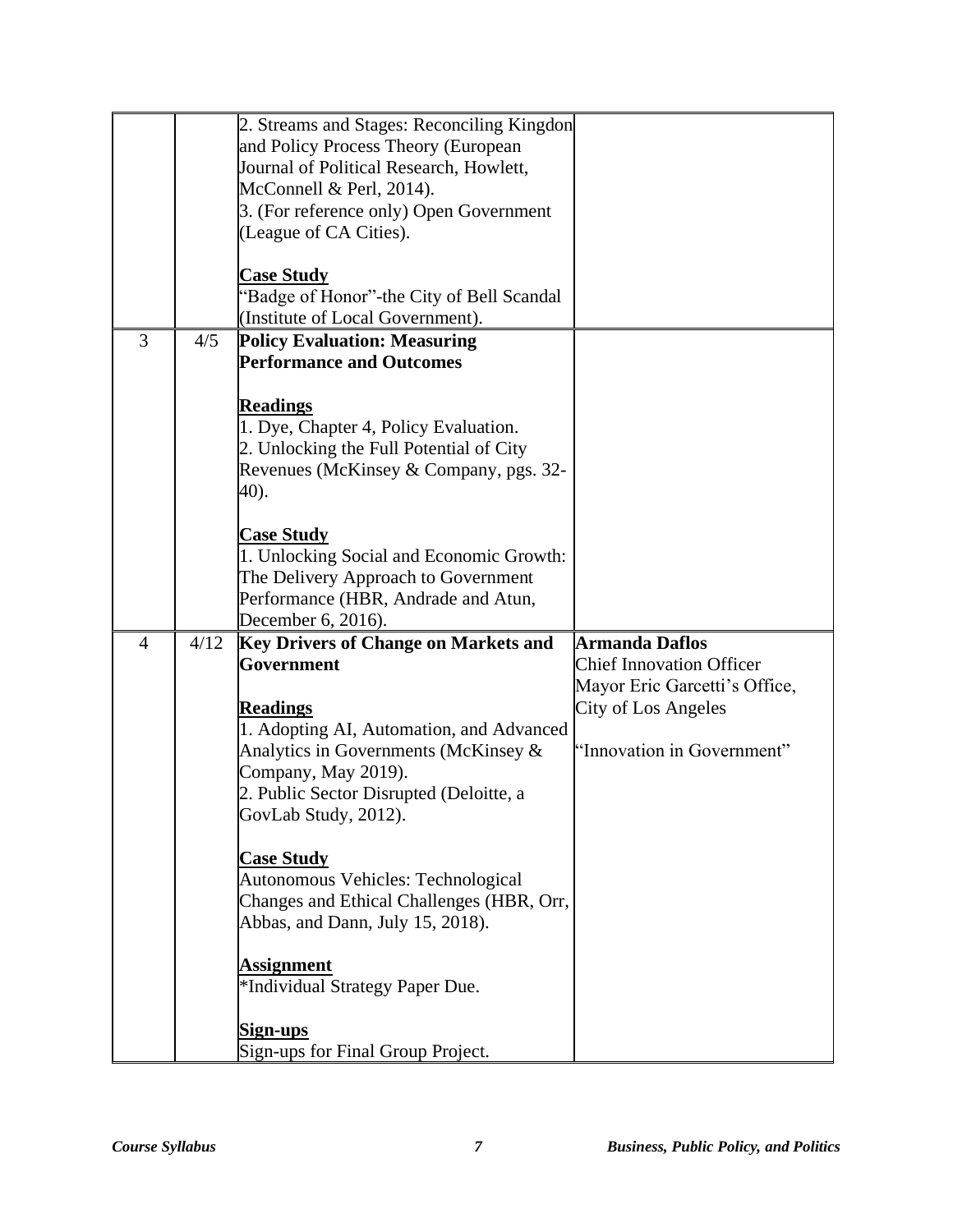| | | | |
|---|---|---|---|
| | | 2. Streams and Stages: Reconciling Kingdon and Policy Process Theory (European Journal of Political Research, Howlett, McConnell & Perl, 2014).<br>3. (For reference only) Open Government (League of CA Cities).<br><br>**Case Study**<br>"Badge of Honor"-the City of Bell Scandal (Institute of Local Government). | |
| 3 | 4/5 | **Policy Evaluation: Measuring Performance and Outcomes**<br><br>**Readings**<br>1. Dye, Chapter 4, Policy Evaluation.<br>2. Unlocking the Full Potential of City Revenues (McKinsey & Company, pgs. 32-40).<br><br>**Case Study**<br>1. Unlocking Social and Economic Growth: The Delivery Approach to Government Performance (HBR, Andrade and Atun, December 6, 2016). | |
| 4 | 4/12 | **Key Drivers of Change on Markets and Government**<br><br>**Readings**<br>1. Adopting AI, Automation, and Advanced Analytics in Governments (McKinsey & Company, May 2019).<br>2. Public Sector Disrupted (Deloitte, a GovLab Study, 2012).<br><br>**Case Study**<br>Autonomous Vehicles: Technological Changes and Ethical Challenges (HBR, Orr, Abbas, and Dann, July 15, 2018).<br><br>**Assignment**<br>*Individual Strategy Paper Due.<br><br>**Sign-ups**<br>Sign-ups for Final Group Project. | **Armanda Daflos**<br>Chief Innovation Officer<br>Mayor Eric Garcetti's Office, City of Los Angeles<br><br>"Innovation in Government" |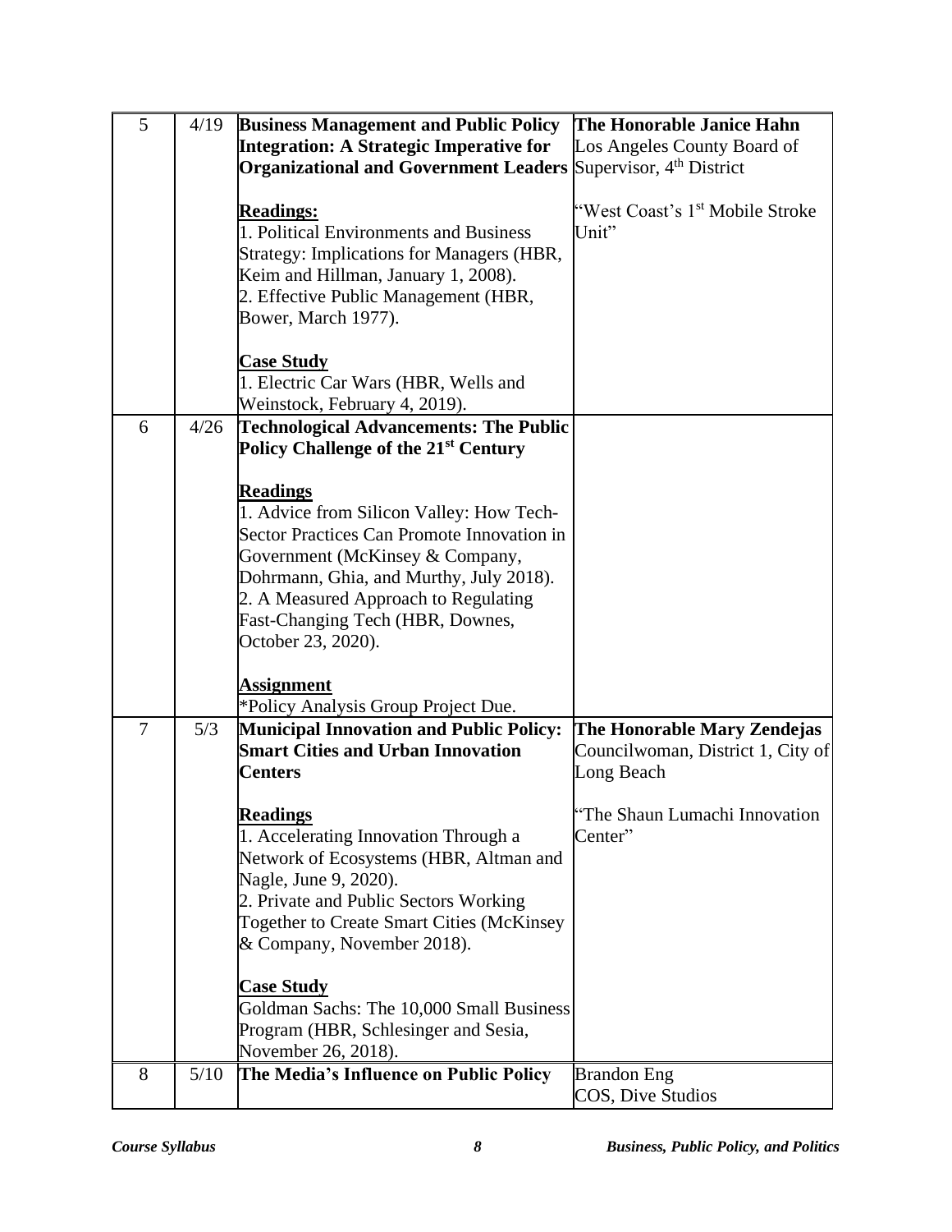| 5 | 4/19 | **Business Management and Public Policy Integration: A Strategic Imperative for Organizational and Government Leaders**<br><br>**<u>Readings:</u>**<br>1. Political Environments and Business Strategy: Implications for Managers (HBR, Keim and Hillman, January 1, 2008).<br>2. Effective Public Management (HBR, Bower, March 1977).<br><br>**<u>Case Study</u>**<br>1. Electric Car Wars (HBR, Wells and Weinstock, February 4, 2019). | **The Honorable Janice Hahn**<br>Los Angeles County Board of Supervisor, 4th District<br><br>"West Coast's 1st Mobile Stroke Unit" |
|---|---|---|---|
| 6 | 4/26 | **Technological Advancements: The Public Policy Challenge of the 21st Century**<br><br>**<u>Readings</u>**<br>1. Advice from Silicon Valley: How Tech-Sector Practices Can Promote Innovation in Government (McKinsey & Company, Dohrmann, Ghia, and Murthy, July 2018).<br>2. A Measured Approach to Regulating Fast-Changing Tech (HBR, Downes, October 23, 2020).<br><br>**<u>Assignment</u>**<br>*Policy Analysis Group Project Due. | |
| 7 | 5/3 | **Municipal Innovation and Public Policy: Smart Cities and Urban Innovation Centers**<br><br>**<u>Readings</u>**<br>1. Accelerating Innovation Through a Network of Ecosystems (HBR, Altman and Nagle, June 9, 2020).<br>2. Private and Public Sectors Working Together to Create Smart Cities (McKinsey & Company, November 2018).<br><br>**<u>Case Study</u>**<br>Goldman Sachs: The 10,000 Small Business Program (HBR, Schlesinger and Sesia, November 26, 2018). | **The Honorable Mary Zendejas**<br>Councilwoman, District 1, City of Long Beach<br><br>"The Shaun Lumachi Innovation Center" |
| 8 | 5/10 | **The Media's Influence on Public Policy** | Brandon Eng<br>COS, Dive Studios |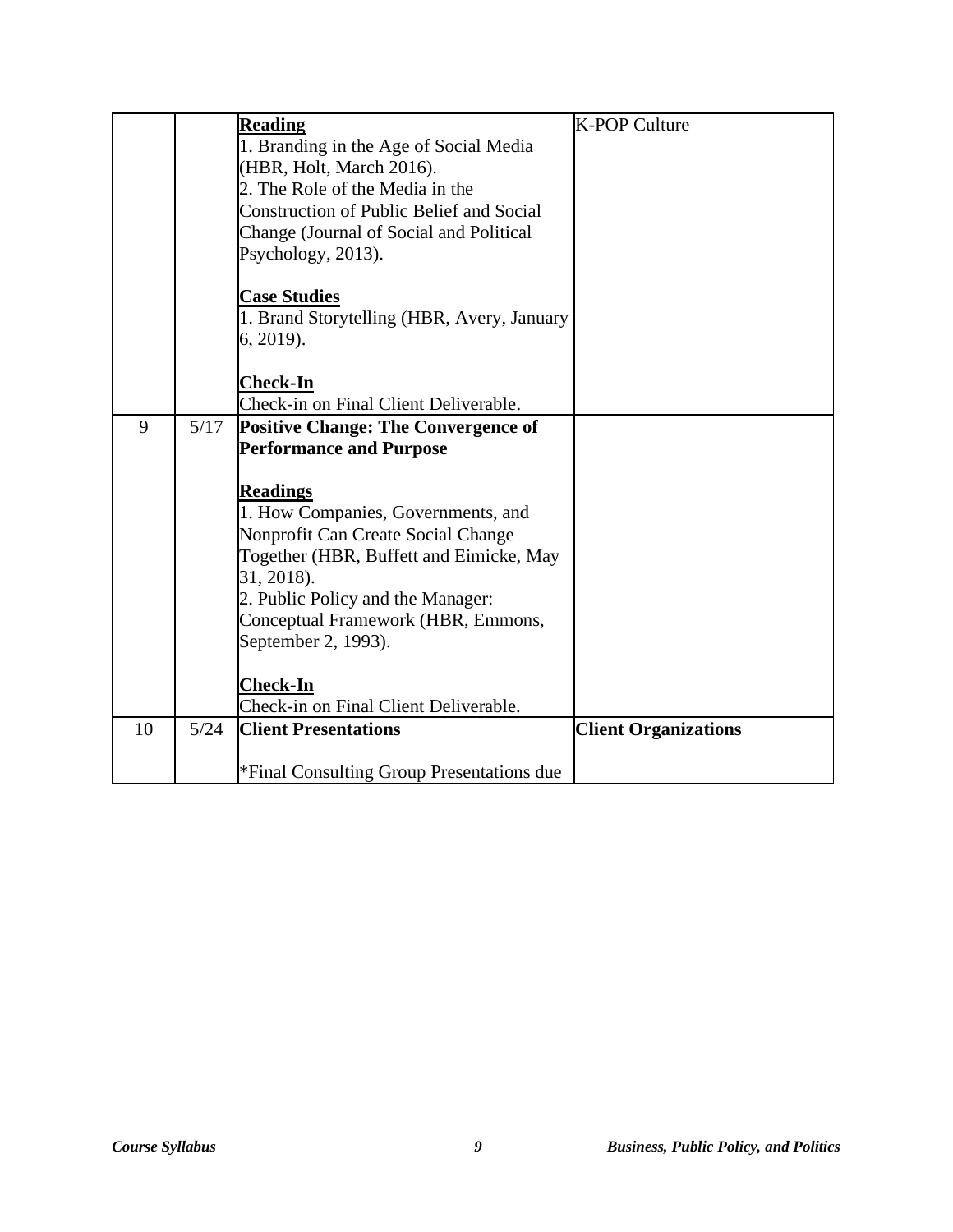| | | | |
|---|---|---|---|
| | | **Reading**<br>1. Branding in the Age of Social Media (HBR, Holt, March 2016).<br>2. The Role of the Media in the Construction of Public Belief and Social Change (Journal of Social and Political Psychology, 2013).<br><br>**Case Studies**<br>1. Brand Storytelling (HBR, Avery, January 6, 2019).<br><br>**Check-In**<br>Check-in on Final Client Deliverable. | K-POP Culture |
| 9 | 5/17 | **Positive Change: The Convergence of Performance and Purpose**<br><br>**Readings**<br>1. How Companies, Governments, and Nonprofit Can Create Social Change Together (HBR, Buffett and Eimicke, May 31, 2018).<br>2. Public Policy and the Manager: Conceptual Framework (HBR, Emmons, September 2, 1993).<br><br>**Check-In**<br>Check-in on Final Client Deliverable. | |
| 10 | 5/24 | **Client Presentations**<br><br>*Final Consulting Group Presentations due | **Client Organizations** |